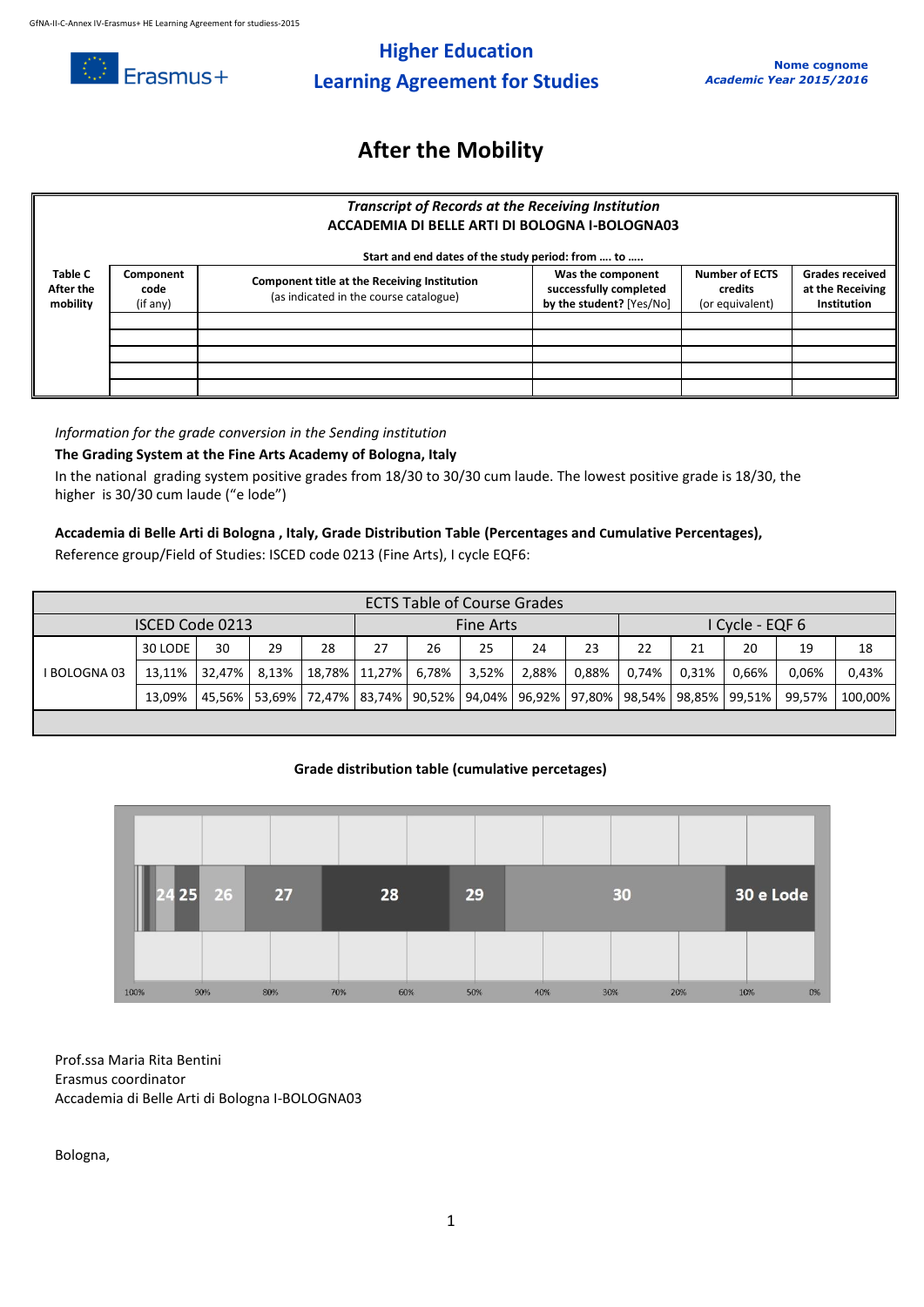# Higher Education Learning Agreement for Studies

Nome cognome
*Academic Year 2015/2016*

## After the Mobility

| *Transcript of Records at the Receiving Institution* ACCADEMIA DI BELLE ARTI DI BOLOGNA I-BOLOGNA03 Start and end dates of the study period: from …. to ….. | | | | | |
|---|---|---|---|---|---|
| **Table C After the mobility** | **Component code** (if any) | **Component title at the Receiving Institution** (as indicated in the course catalogue) | **Was the component successfully completed by the student?** [Yes/No] | **Number of ECTS credits** (or equivalent) | **Grades received at the Receiving Institution** |
| | | | | | |
| | | | | | |
| | | | | | |
| | | | | | |
| | | | | | |

*Information for the grade conversion in the Sending institution*

**The Grading System at the Fine Arts Academy of Bologna, Italy**

In the national grading system positive grades from 18/30 to 30/30 cum laude. The lowest positive grade is 18/30, the higher is 30/30 cum laude ("e lode")

**Accademia di Belle Arti di Bologna , Italy, Grade Distribution Table (Percentages and Cumulative Percentages),**
Reference group/Field of Studies: ISCED code 0213 (Fine Arts), I cycle EQF6:

| ECTS Table of Course Grades | | | | | | | | | | | | | | |
|---|---|---|---|---|---|---|---|---|---|---|---|---|---|---|
| ISCED Code 0213 | | | | | Fine Arts | | | | | I Cycle - EQF 6 | | | | |
| I BOLOGNA 03 | 30 LODE | 30 | 29 | 28 | 27 | 26 | 25 | 24 | 23 | 22 | 21 | 20 | 19 | 18 |
| | 13,11% | 32,47% | 8,13% | 18,78% | 11,27% | 6,78% | 3,52% | 2,88% | 0,88% | 0,74% | 0,31% | 0,66% | 0,06% | 0,43% |
| | 13,09% | 45,56% | 53,69% | 72,47% | 83,74% | 90,52% | 94,04% | 96,92% | 97,80% | 98,54% | 98,85% | 99,51% | 99,57% | 100,00% |

**Grade distribution table (cumulative percetages)**

Prof.ssa Maria Rita Bentini
Erasmus coordinator
Accademia di Belle Arti di Bologna I-BOLOGNA03

Bologna,